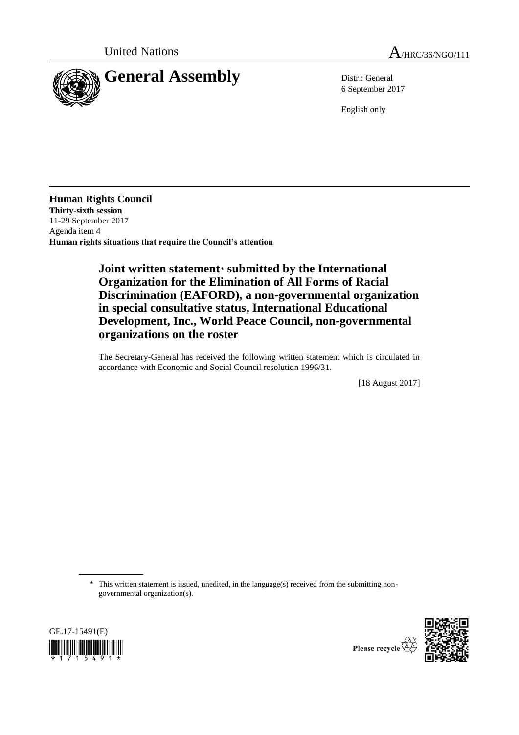United Nations

A/HRC/36/NGO/111

# General Assembly

Distr.: General
6 September 2017

English only

**Human Rights Council**
**Thirty-sixth session**
11-29 September 2017
Agenda item 4
**Human rights situations that require the Council's attention**

## Joint written statement* submitted by the International Organization for the Elimination of All Forms of Racial Discrimination (EAFORD), a non-governmental organization in special consultative status, International Educational Development, Inc., World Peace Council, non-governmental organizations on the roster

The Secretary-General has received the following written statement which is circulated in accordance with Economic and Social Council resolution 1996/31.

[18 August 2017]

\* This written statement is issued, unedited, in the language(s) received from the submitting non-governmental organization(s).

GE.17-15491(E)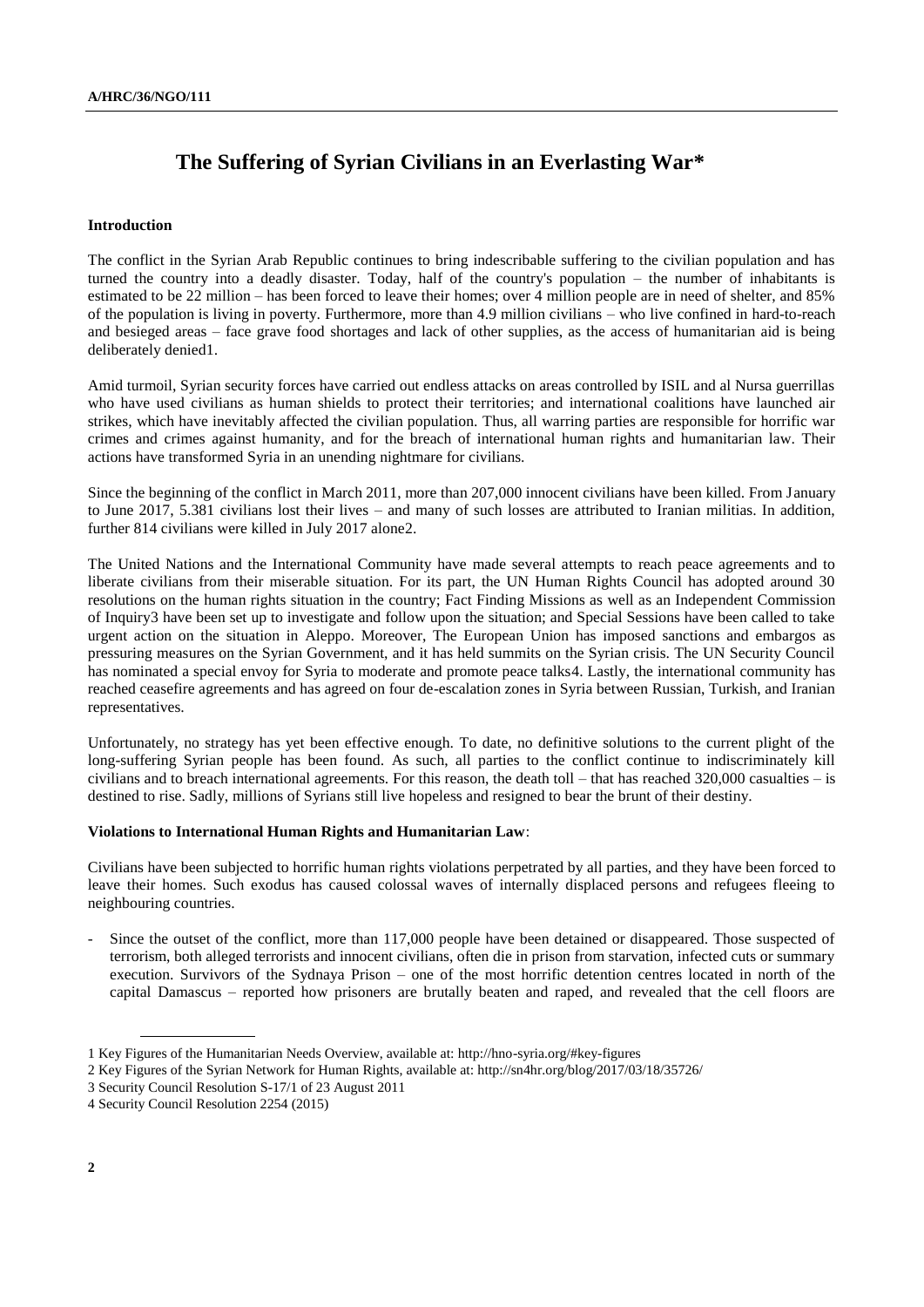# The Suffering of Syrian Civilians in an Everlasting War*

**Introduction**

The conflict in the Syrian Arab Republic continues to bring indescribable suffering to the civilian population and has turned the country into a deadly disaster. Today, half of the country's population – the number of inhabitants is estimated to be 22 million – has been forced to leave their homes; over 4 million people are in need of shelter, and 85% of the population is living in poverty. Furthermore, more than 4.9 million civilians – who live confined in hard-to-reach and besieged areas – face grave food shortages and lack of other supplies, as the access of humanitarian aid is being deliberately denied[1].

Amid turmoil, Syrian security forces have carried out endless attacks on areas controlled by ISIL and al Nursa guerrillas who have used civilians as human shields to protect their territories; and international coalitions have launched air strikes, which have inevitably affected the civilian population. Thus, all warring parties are responsible for horrific war crimes and crimes against humanity, and for the breach of international human rights and humanitarian law. Their actions have transformed Syria in an unending nightmare for civilians.

Since the beginning of the conflict in March 2011, more than 207,000 innocent civilians have been killed. From January to June 2017, 5.381 civilians lost their lives – and many of such losses are attributed to Iranian militias. In addition, further 814 civilians were killed in July 2017 alone[2].

The United Nations and the International Community have made several attempts to reach peace agreements and to liberate civilians from their miserable situation. For its part, the UN Human Rights Council has adopted around 30 resolutions on the human rights situation in the country; Fact Finding Missions as well as an Independent Commission of Inquiry[3] have been set up to investigate and follow upon the situation; and Special Sessions have been called to take urgent action on the situation in Aleppo. Moreover, The European Union has imposed sanctions and embargos as pressuring measures on the Syrian Government, and it has held summits on the Syrian crisis. The UN Security Council has nominated a special envoy for Syria to moderate and promote peace talks[4]. Lastly, the international community has reached ceasefire agreements and has agreed on four de-escalation zones in Syria between Russian, Turkish, and Iranian representatives.

Unfortunately, no strategy has yet been effective enough. To date, no definitive solutions to the current plight of the long-suffering Syrian people has been found. As such, all parties to the conflict continue to indiscriminately kill civilians and to breach international agreements. For this reason, the death toll – that has reached 320,000 casualties – is destined to rise. Sadly, millions of Syrians still live hopeless and resigned to bear the brunt of their destiny.

**Violations to International Human Rights and Humanitarian Law**:

Civilians have been subjected to horrific human rights violations perpetrated by all parties, and they have been forced to leave their homes. Such exodus has caused colossal waves of internally displaced persons and refugees fleeing to neighbouring countries.

- Since the outset of the conflict, more than 117,000 people have been detained or disappeared. Those suspected of terrorism, both alleged terrorists and innocent civilians, often die in prison from starvation, infected cuts or summary execution. Survivors of the Sydnaya Prison – one of the most horrific detention centres located in north of the capital Damascus – reported how prisoners are brutally beaten and raped, and revealed that the cell floors are

---

1 Key Figures of the Humanitarian Needs Overview, available at: http://hno-syria.org/#key-figures

2 Key Figures of the Syrian Network for Human Rights, available at: http://sn4hr.org/blog/2017/03/18/35726/

3 Security Council Resolution S-17/1 of 23 August 2011

4 Security Council Resolution 2254 (2015)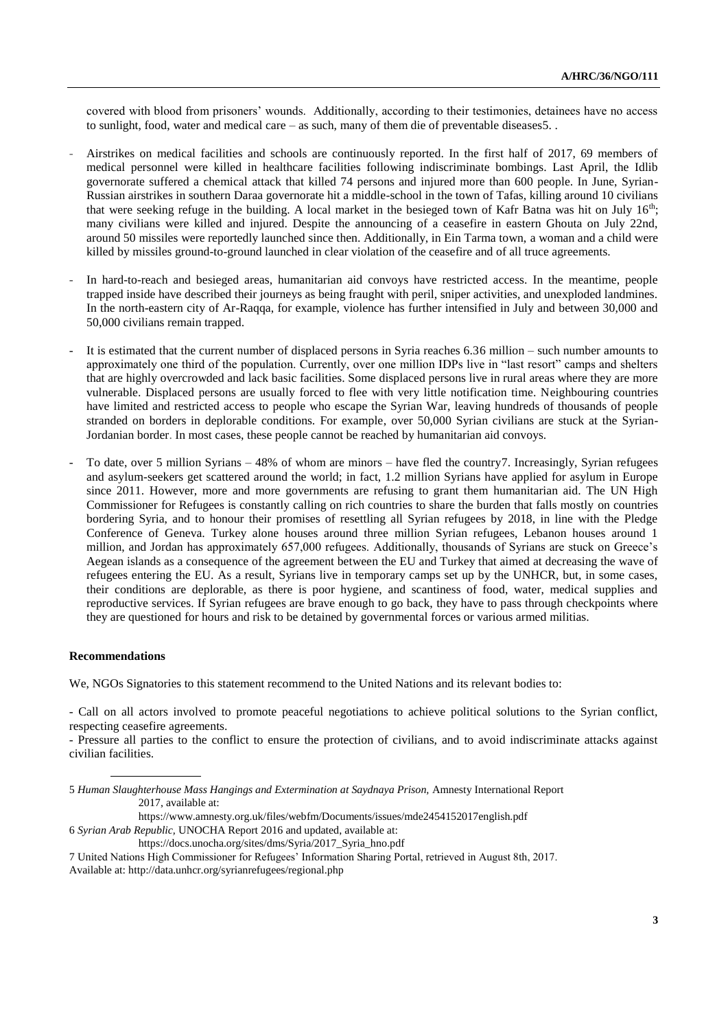covered with blood from prisoners' wounds. Additionally, according to their testimonies, detainees have no access to sunlight, food, water and medical care – as such, many of them die of preventable diseases[5]. .

- Airstrikes on medical facilities and schools are continuously reported. In the first half of 2017, 69 members of medical personnel were killed in healthcare facilities following indiscriminate bombings. Last April, the Idlib governorate suffered a chemical attack that killed 74 persons and injured more than 600 people. In June, Syrian-Russian airstrikes in southern Daraa governorate hit a middle-school in the town of Tafas, killing around 10 civilians that were seeking refuge in the building. A local market in the besieged town of Kafr Batna was hit on July 16th; many civilians were killed and injured. Despite the announcing of a ceasefire in eastern Ghouta on July 22nd, around 50 missiles were reportedly launched since then. Additionally, in Ein Tarma town, a woman and a child were killed by missiles ground-to-ground launched in clear violation of the ceasefire and of all truce agreements.

- In hard-to-reach and besieged areas, humanitarian aid convoys have restricted access. In the meantime, people trapped inside have described their journeys as being fraught with peril, sniper activities, and unexploded landmines. In the north-eastern city of Ar-Raqqa, for example, violence has further intensified in July and between 30,000 and 50,000 civilians remain trapped.

- It is estimated that the current number of displaced persons in Syria reaches 6.36 million – such number amounts to approximately one third of the population. Currently, over one million IDPs live in "last resort" camps and shelters that are highly overcrowded and lack basic facilities. Some displaced persons live in rural areas where they are more vulnerable. Displaced persons are usually forced to flee with very little notification time. Neighbouring countries have limited and restricted access to people who escape the Syrian War, leaving hundreds of thousands of people stranded on borders in deplorable conditions. For example, over 50,000 Syrian civilians are stuck at the Syrian-Jordanian border. In most cases, these people cannot be reached by humanitarian aid convoys.

- To date, over 5 million Syrians – 48% of whom are minors – have fled the country[7]. Increasingly, Syrian refugees and asylum-seekers get scattered around the world; in fact, 1.2 million Syrians have applied for asylum in Europe since 2011. However, more and more governments are refusing to grant them humanitarian aid. The UN High Commissioner for Refugees is constantly calling on rich countries to share the burden that falls mostly on countries bordering Syria, and to honour their promises of resettling all Syrian refugees by 2018, in line with the Pledge Conference of Geneva. Turkey alone houses around three million Syrian refugees, Lebanon houses around 1 million, and Jordan has approximately 657,000 refugees. Additionally, thousands of Syrians are stuck on Greece's Aegean islands as a consequence of the agreement between the EU and Turkey that aimed at decreasing the wave of refugees entering the EU. As a result, Syrians live in temporary camps set up by the UNHCR, but, in some cases, their conditions are deplorable, as there is poor hygiene, and scantiness of food, water, medical supplies and reproductive services. If Syrian refugees are brave enough to go back, they have to pass through checkpoints where they are questioned for hours and risk to be detained by governmental forces or various armed militias.

**Recommendations**

We, NGOs Signatories to this statement recommend to the United Nations and its relevant bodies to:

- Call on all actors involved to promote peaceful negotiations to achieve political solutions to the Syrian conflict, respecting ceasefire agreements.
- Pressure all parties to the conflict to ensure the protection of civilians, and to avoid indiscriminate attacks against civilian facilities.

---

5 *Human Slaughterhouse Mass Hangings and Extermination at Saydnaya Prison,* Amnesty International Report 2017, available at: https://www.amnesty.org.uk/sites/default/files/webfm/Documents/issues/mde2454152017english.pdf

6 *Syrian Arab Republic,* UNOCHA Report 2016 and updated, available at: https://docs.unocha.org/sites/dms/Syria/2017_Syria_hno.pdf

7 United Nations High Commissioner for Refugees' Information Sharing Portal, retrieved in August 8th, 2017. Available at: http://data.unhcr.org/syrianrefugees/regional.php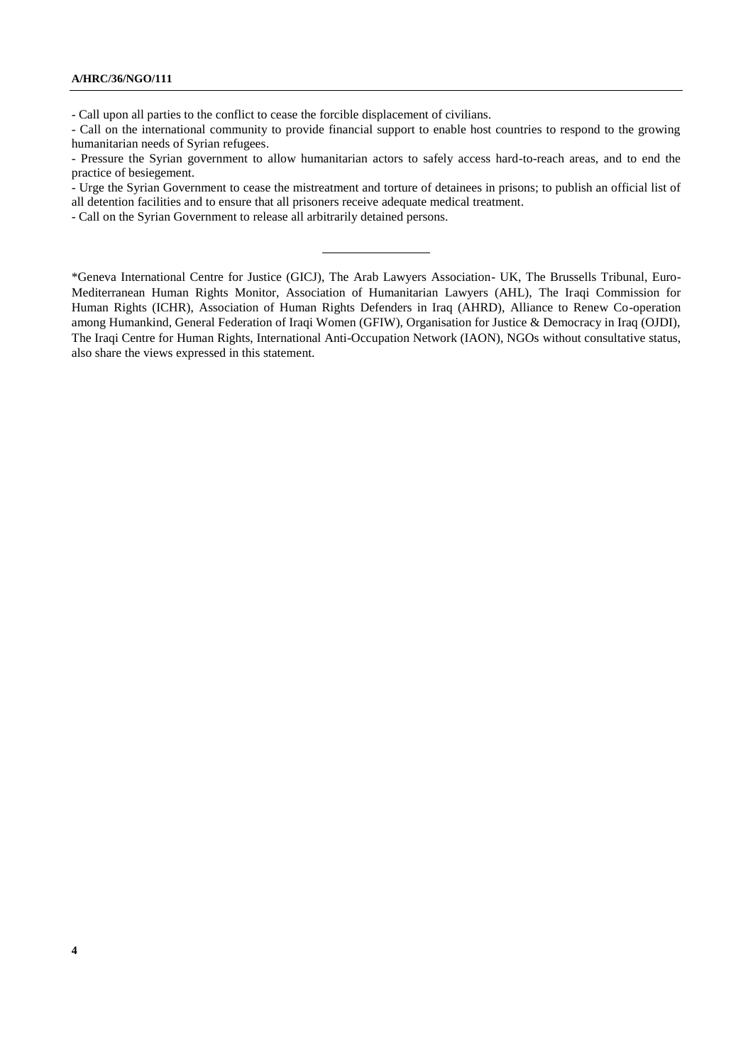- Call upon all parties to the conflict to cease the forcible displacement of civilians.
- Call on the international community to provide financial support to enable host countries to respond to the growing humanitarian needs of Syrian refugees.
- Pressure the Syrian government to allow humanitarian actors to safely access hard-to-reach areas, and to end the practice of besiegement.
- Urge the Syrian Government to cease the mistreatment and torture of detainees in prisons; to publish an official list of all detention facilities and to ensure that all prisoners receive adequate medical treatment.
- Call on the Syrian Government to release all arbitrarily detained persons.

---

*Geneva International Centre for Justice (GICJ), The Arab Lawyers Association- UK, The Brussells Tribunal, Euro-Mediterranean Human Rights Monitor, Association of Humanitarian Lawyers (AHL), The Iraqi Commission for Human Rights (ICHR), Association of Human Rights Defenders in Iraq (AHRD), Alliance to Renew Co-operation among Humankind, General Federation of Iraqi Women (GFIW), Organisation for Justice & Democracy in Iraq (OJDI), The Iraqi Centre for Human Rights, International Anti-Occupation Network (IAON), NGOs without consultative status, also share the views expressed in this statement.